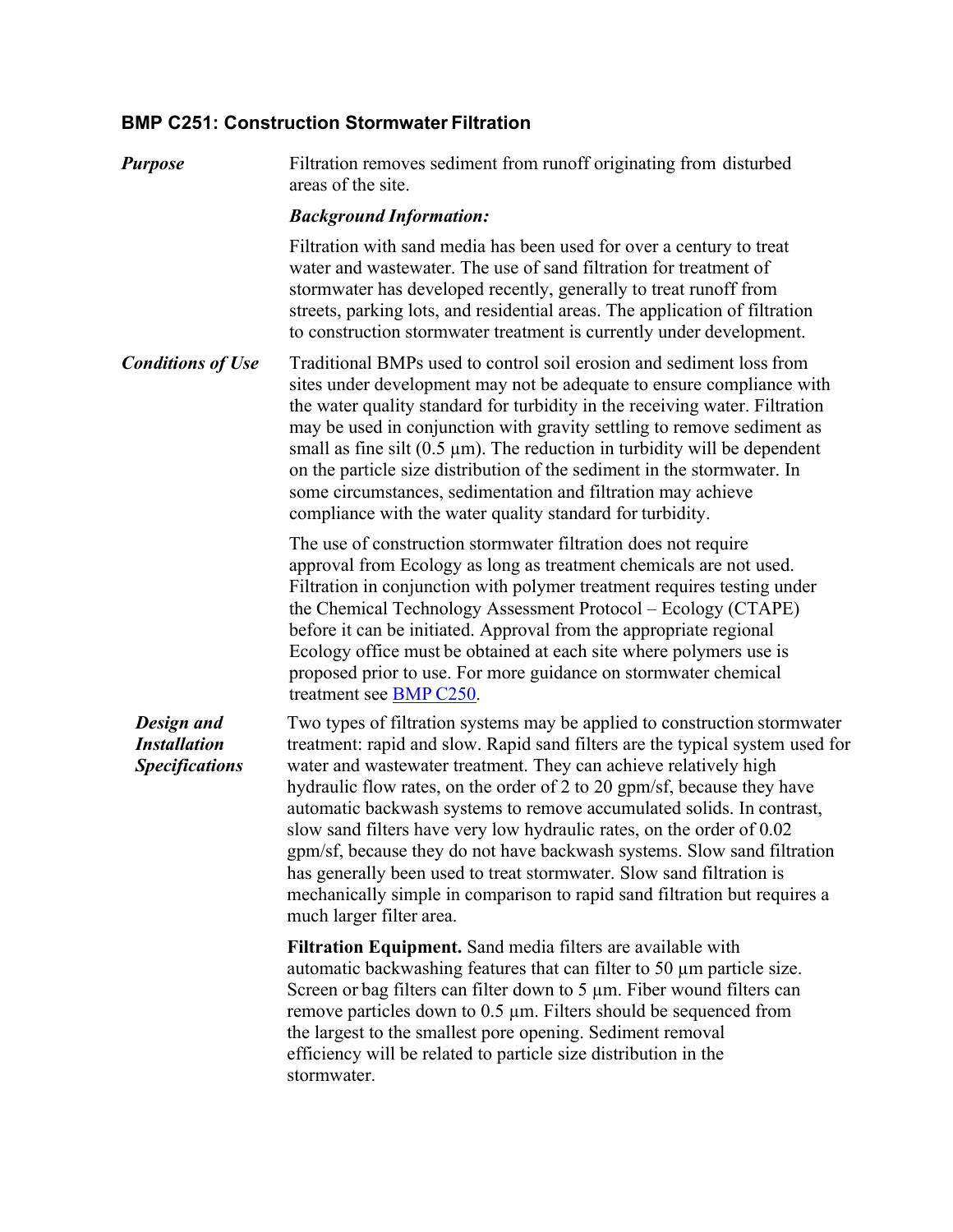## BMP C251: Construction Stormwater Filtration

***Purpose***

Filtration removes sediment from runoff originating from disturbed areas of the site.

***Background Information:***

Filtration with sand media has been used for over a century to treat water and wastewater. The use of sand filtration for treatment of stormwater has developed recently, generally to treat runoff from streets, parking lots, and residential areas. The application of filtration to construction stormwater treatment is currently under development.

***Conditions of Use***

Traditional BMPs used to control soil erosion and sediment loss from sites under development may not be adequate to ensure compliance with the water quality standard for turbidity in the receiving water. Filtration may be used in conjunction with gravity settling to remove sediment as small as fine silt (0.5 µm). The reduction in turbidity will be dependent on the particle size distribution of the sediment in the stormwater. In some circumstances, sedimentation and filtration may achieve compliance with the water quality standard for turbidity.

The use of construction stormwater filtration does not require approval from Ecology as long as treatment chemicals are not used. Filtration in conjunction with polymer treatment requires testing under the Chemical Technology Assessment Protocol – Ecology (CTAPE) before it can be initiated. Approval from the appropriate regional Ecology office must be obtained at each site where polymers use is proposed prior to use. For more guidance on stormwater chemical treatment see BMP C250.

***Design and Installation Specifications***

Two types of filtration systems may be applied to construction stormwater treatment: rapid and slow. Rapid sand filters are the typical system used for water and wastewater treatment. They can achieve relatively high hydraulic flow rates, on the order of 2 to 20 gpm/sf, because they have automatic backwash systems to remove accumulated solids. In contrast, slow sand filters have very low hydraulic rates, on the order of 0.02 gpm/sf, because they do not have backwash systems. Slow sand filtration has generally been used to treat stormwater. Slow sand filtration is mechanically simple in comparison to rapid sand filtration but requires a much larger filter area.

**Filtration Equipment.** Sand media filters are available with automatic backwashing features that can filter to 50 µm particle size. Screen or bag filters can filter down to 5 µm. Fiber wound filters can remove particles down to 0.5 µm. Filters should be sequenced from the largest to the smallest pore opening. Sediment removal efficiency will be related to particle size distribution in the stormwater.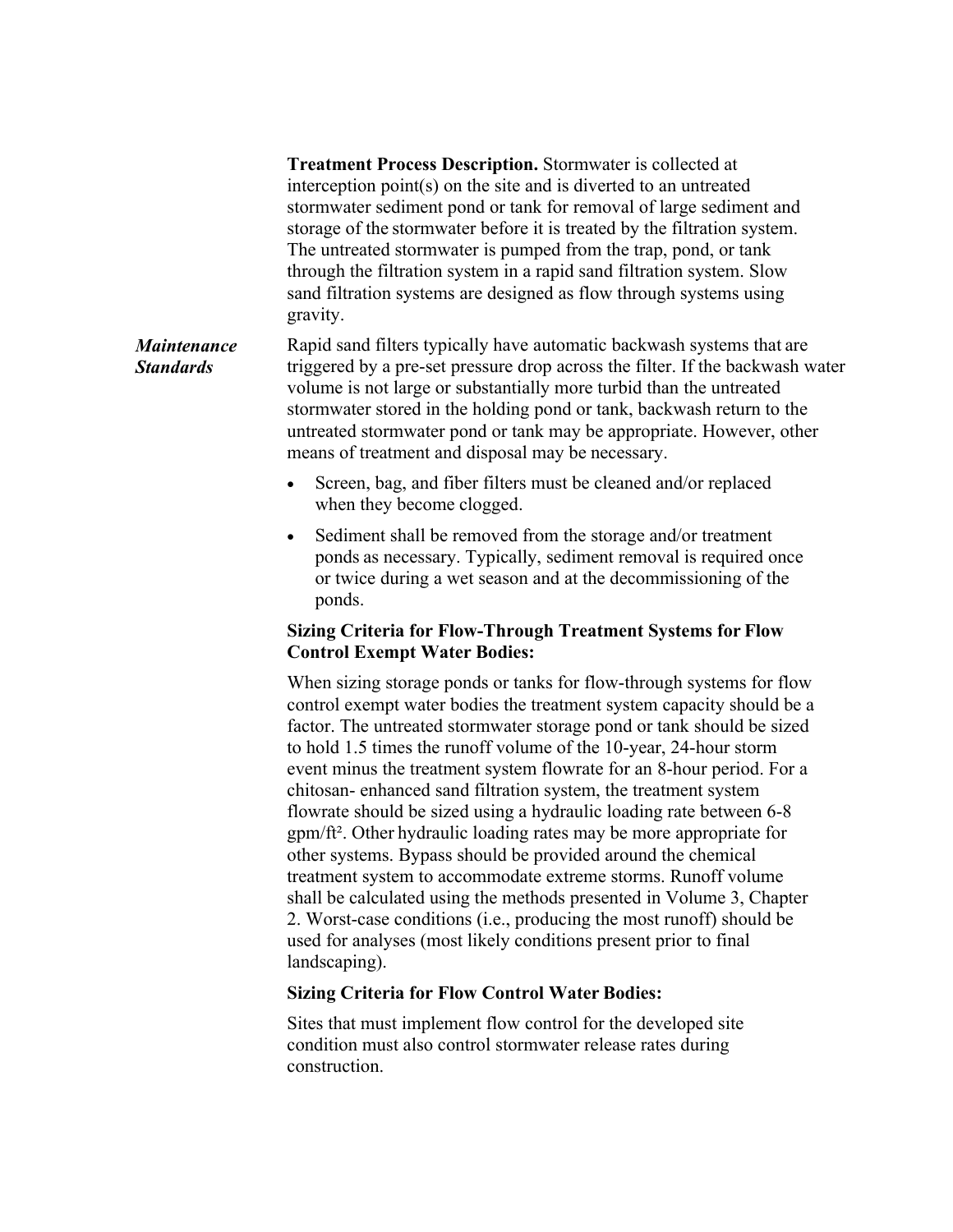**Treatment Process Description.** Stormwater is collected at interception point(s) on the site and is diverted to an untreated stormwater sediment pond or tank for removal of large sediment and storage of the stormwater before it is treated by the filtration system. The untreated stormwater is pumped from the trap, pond, or tank through the filtration system in a rapid sand filtration system. Slow sand filtration systems are designed as flow through systems using gravity.

***Maintenance Standards***

Rapid sand filters typically have automatic backwash systems that are triggered by a pre-set pressure drop across the filter. If the backwash water volume is not large or substantially more turbid than the untreated stormwater stored in the holding pond or tank, backwash return to the untreated stormwater pond or tank may be appropriate. However, other means of treatment and disposal may be necessary.

- Screen, bag, and fiber filters must be cleaned and/or replaced when they become clogged.
- Sediment shall be removed from the storage and/or treatment ponds as necessary. Typically, sediment removal is required once or twice during a wet season and at the decommissioning of the ponds.

**Sizing Criteria for Flow-Through Treatment Systems for Flow Control Exempt Water Bodies:**

When sizing storage ponds or tanks for flow-through systems for flow control exempt water bodies the treatment system capacity should be a factor. The untreated stormwater storage pond or tank should be sized to hold 1.5 times the runoff volume of the 10-year, 24-hour storm event minus the treatment system flowrate for an 8-hour period. For a chitosan- enhanced sand filtration system, the treatment system flowrate should be sized using a hydraulic loading rate between 6-8 gpm/ft$^2$. Other hydraulic loading rates may be more appropriate for other systems. Bypass should be provided around the chemical treatment system to accommodate extreme storms. Runoff volume shall be calculated using the methods presented in Volume 3, Chapter 2. Worst-case conditions (i.e., producing the most runoff) should be used for analyses (most likely conditions present prior to final landscaping).

**Sizing Criteria for Flow Control Water Bodies:**

Sites that must implement flow control for the developed site condition must also control stormwater release rates during construction.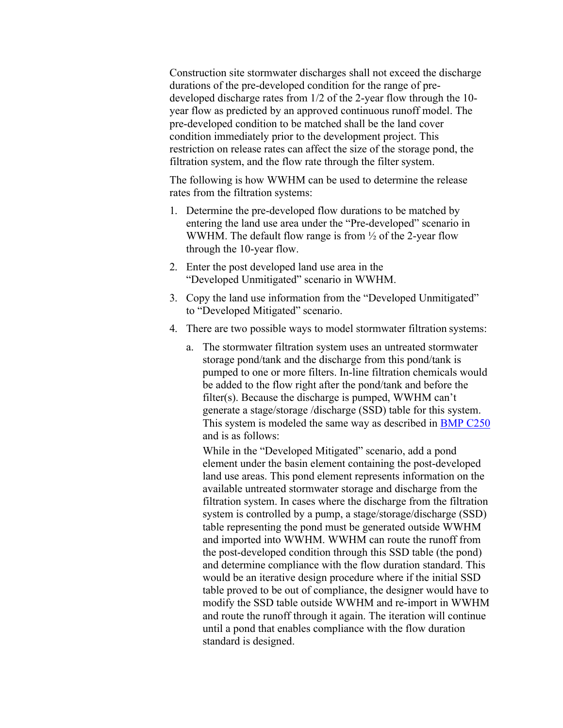Construction site stormwater discharges shall not exceed the discharge durations of the pre-developed condition for the range of pre-developed discharge rates from 1/2 of the 2-year flow through the 10-year flow as predicted by an approved continuous runoff model. The pre-developed condition to be matched shall be the land cover condition immediately prior to the development project. This restriction on release rates can affect the size of the storage pond, the filtration system, and the flow rate through the filter system.

The following is how WWHM can be used to determine the release rates from the filtration systems:

1. Determine the pre-developed flow durations to be matched by entering the land use area under the "Pre-developed" scenario in WWHM. The default flow range is from ½ of the 2-year flow through the 10-year flow.
2. Enter the post developed land use area in the "Developed Unmitigated" scenario in WWHM.
3. Copy the land use information from the "Developed Unmitigated" to "Developed Mitigated" scenario.
4. There are two possible ways to model stormwater filtration systems:
   a. The stormwater filtration system uses an untreated stormwater storage pond/tank and the discharge from this pond/tank is pumped to one or more filters. In-line filtration chemicals would be added to the flow right after the pond/tank and before the filter(s). Because the discharge is pumped, WWHM can't generate a stage/storage /discharge (SSD) table for this system. This system is modeled the same way as described in BMP C250 and is as follows:

      While in the "Developed Mitigated" scenario, add a pond element under the basin element containing the post-developed land use areas. This pond element represents information on the available untreated stormwater storage and discharge from the filtration system. In cases where the discharge from the filtration system is controlled by a pump, a stage/storage/discharge (SSD) table representing the pond must be generated outside WWHM and imported into WWHM. WWHM can route the runoff from the post-developed condition through this SSD table (the pond) and determine compliance with the flow duration standard. This would be an iterative design procedure where if the initial SSD table proved to be out of compliance, the designer would have to modify the SSD table outside WWHM and re-import in WWHM and route the runoff through it again. The iteration will continue until a pond that enables compliance with the flow duration standard is designed.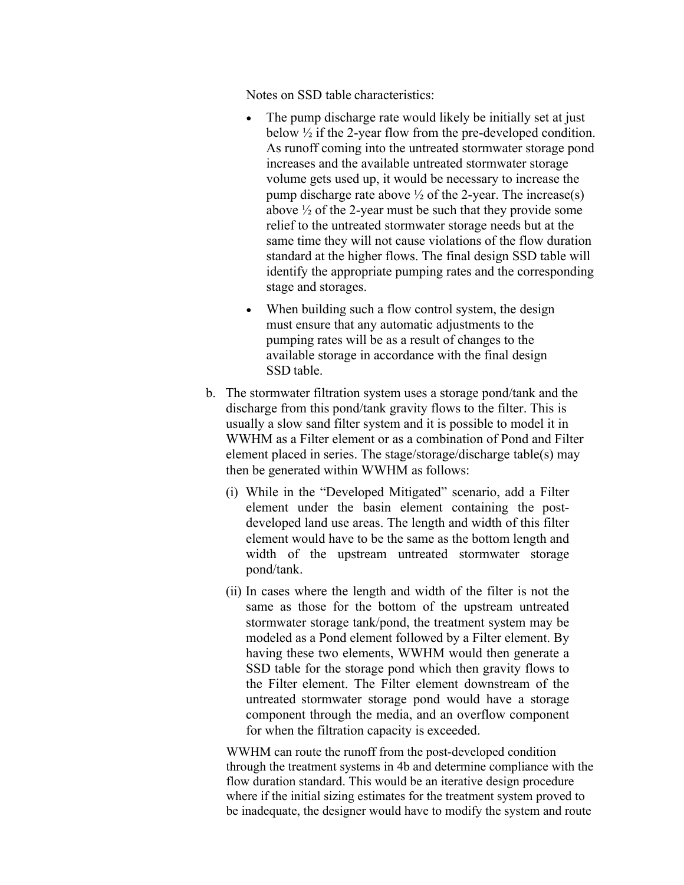Notes on SSD table characteristics:

- The pump discharge rate would likely be initially set at just below ½ if the 2-year flow from the pre-developed condition. As runoff coming into the untreated stormwater storage pond increases and the available untreated stormwater storage volume gets used up, it would be necessary to increase the pump discharge rate above ½ of the 2-year. The increase(s) above ½ of the 2-year must be such that they provide some relief to the untreated stormwater storage needs but at the same time they will not cause violations of the flow duration standard at the higher flows. The final design SSD table will identify the appropriate pumping rates and the corresponding stage and storages.
- When building such a flow control system, the design must ensure that any automatic adjustments to the pumping rates will be as a result of changes to the available storage in accordance with the final design SSD table.

b. The stormwater filtration system uses a storage pond/tank and the discharge from this pond/tank gravity flows to the filter. This is usually a slow sand filter system and it is possible to model it in WWHM as a Filter element or as a combination of Pond and Filter element placed in series. The stage/storage/discharge table(s) may then be generated within WWHM as follows:

   (i) While in the "Developed Mitigated" scenario, add a Filter element under the basin element containing the post-developed land use areas. The length and width of this filter element would have to be the same as the bottom length and width of the upstream untreated stormwater storage pond/tank.

   (ii) In cases where the length and width of the filter is not the same as those for the bottom of the upstream untreated stormwater storage tank/pond, the treatment system may be modeled as a Pond element followed by a Filter element. By having these two elements, WWHM would then generate a SSD table for the storage pond which then gravity flows to the Filter element. The Filter element downstream of the untreated stormwater storage pond would have a storage component through the media, and an overflow component for when the filtration capacity is exceeded.

WWHM can route the runoff from the post-developed condition through the treatment systems in 4b and determine compliance with the flow duration standard. This would be an iterative design procedure where if the initial sizing estimates for the treatment system proved to be inadequate, the designer would have to modify the system and route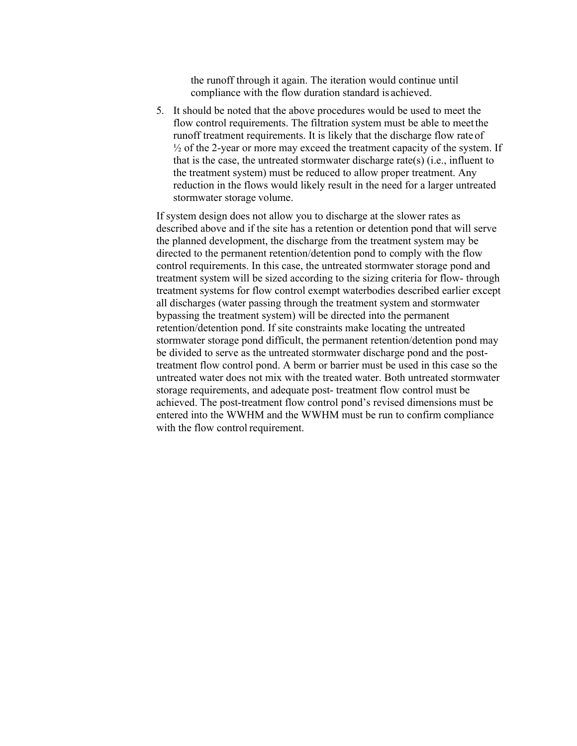the runoff through it again. The iteration would continue until compliance with the flow duration standard is achieved.

5. It should be noted that the above procedures would be used to meet the flow control requirements. The filtration system must be able to meet the runoff treatment requirements. It is likely that the discharge flow rate of ½ of the 2-year or more may exceed the treatment capacity of the system. If that is the case, the untreated stormwater discharge rate(s) (i.e., influent to the treatment system) must be reduced to allow proper treatment. Any reduction in the flows would likely result in the need for a larger untreated stormwater storage volume.

If system design does not allow you to discharge at the slower rates as described above and if the site has a retention or detention pond that will serve the planned development, the discharge from the treatment system may be directed to the permanent retention/detention pond to comply with the flow control requirements. In this case, the untreated stormwater storage pond and treatment system will be sized according to the sizing criteria for flow- through treatment systems for flow control exempt waterbodies described earlier except all discharges (water passing through the treatment system and stormwater bypassing the treatment system) will be directed into the permanent retention/detention pond. If site constraints make locating the untreated stormwater storage pond difficult, the permanent retention/detention pond may be divided to serve as the untreated stormwater discharge pond and the post-treatment flow control pond. A berm or barrier must be used in this case so the untreated water does not mix with the treated water. Both untreated stormwater storage requirements, and adequate post- treatment flow control must be achieved. The post-treatment flow control pond's revised dimensions must be entered into the WWHM and the WWHM must be run to confirm compliance with the flow control requirement.